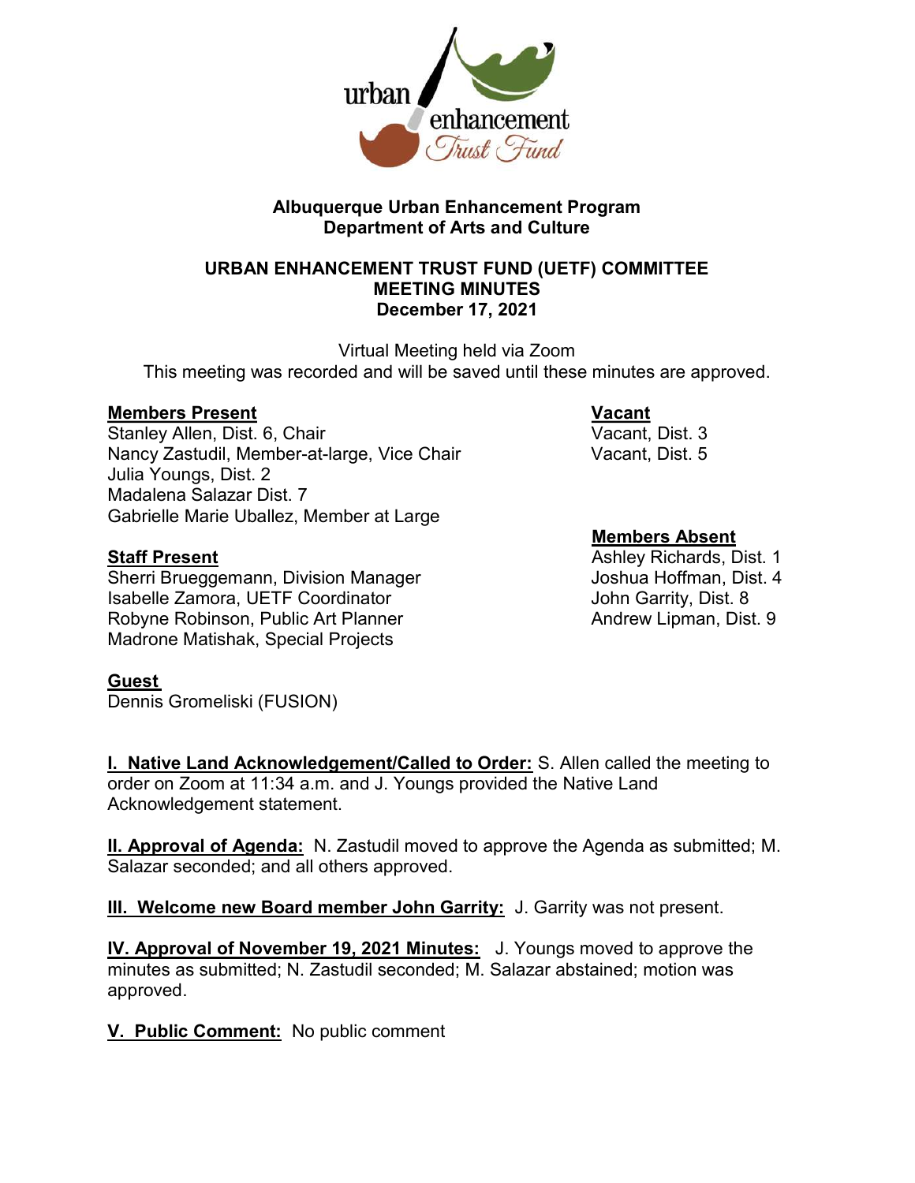**Albuquerque Urban Enhancement Program**
**Department of Arts and Culture**

**URBAN ENHANCEMENT TRUST FUND (UETF) COMMITTEE**
**MEETING MINUTES**
**December 17, 2021**

Virtual Meeting held via Zoom
This meeting was recorded and will be saved until these minutes are approved.

**Members Present**
Stanley Allen, Dist. 6, Chair
Nancy Zastudil, Member-at-large, Vice Chair
Julia Youngs, Dist. 2
Madalena Salazar Dist. 7
Gabrielle Marie Uballez, Member at Large

**Vacant**
Vacant, Dist. 3
Vacant, Dist. 5

**Members Absent**
Ashley Richards, Dist. 1
Joshua Hoffman, Dist. 4
John Garrity, Dist. 8
Andrew Lipman, Dist. 9

**Staff Present**
Sherri Brueggemann, Division Manager
Isabelle Zamora, UETF Coordinator
Robyne Robinson, Public Art Planner
Madrone Matishak, Special Projects

**Guest**
Dennis Gromeliski (FUSION)

**I. Native Land Acknowledgement/Called to Order:** S. Allen called the meeting to order on Zoom at 11:34 a.m. and J. Youngs provided the Native Land Acknowledgement statement.

**II. Approval of Agenda:** N. Zastudil moved to approve the Agenda as submitted; M. Salazar seconded; and all others approved.

**III. Welcome new Board member John Garrity:** J. Garrity was not present.

**IV. Approval of November 19, 2021 Minutes:** J. Youngs moved to approve the minutes as submitted; N. Zastudil seconded; M. Salazar abstained; motion was approved.

**V. Public Comment:** No public comment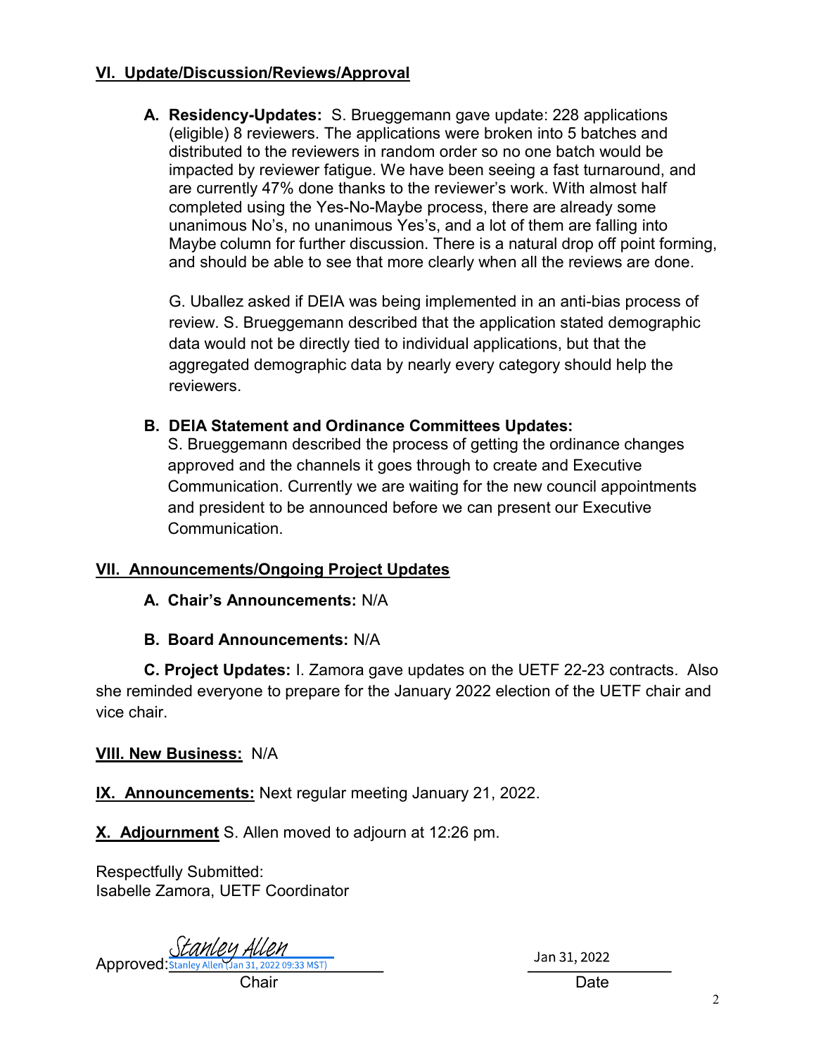## VI. Update/Discussion/Reviews/Approval

**A. Residency-Updates:** S. Brueggemann gave update: 228 applications (eligible) 8 reviewers. The applications were broken into 5 batches and distributed to the reviewers in random order so no one batch would be impacted by reviewer fatigue. We have been seeing a fast turnaround, and are currently 47% done thanks to the reviewer's work. With almost half completed using the Yes-No-Maybe process, there are already some unanimous No's, no unanimous Yes's, and a lot of them are falling into Maybe column for further discussion. There is a natural drop off point forming, and should be able to see that more clearly when all the reviews are done.

G. Uballez asked if DEIA was being implemented in an anti-bias process of review. S. Brueggemann described that the application stated demographic data would not be directly tied to individual applications, but that the aggregated demographic data by nearly every category should help the reviewers.

**B. DEIA Statement and Ordinance Committees Updates:**
S. Brueggemann described the process of getting the ordinance changes approved and the channels it goes through to create and Executive Communication. Currently we are waiting for the new council appointments and president to be announced before we can present our Executive Communication.

## VII. Announcements/Ongoing Project Updates

**A. Chair's Announcements:** N/A

**B. Board Announcements:** N/A

**C. Project Updates:** I. Zamora gave updates on the UETF 22-23 contracts. Also she reminded everyone to prepare for the January 2022 election of the UETF chair and vice chair.

**VIII. New Business:** N/A

**IX. Announcements:** Next regular meeting January 21, 2022.

**X. Adjournment** S. Allen moved to adjourn at 12:26 pm.

Respectfully Submitted:
Isabelle Zamora, UETF Coordinator

Approved: Stanley Allen
Stanley Allen (Jan 31, 2022 09:33 MST)
Chair

Jan 31, 2022
Date